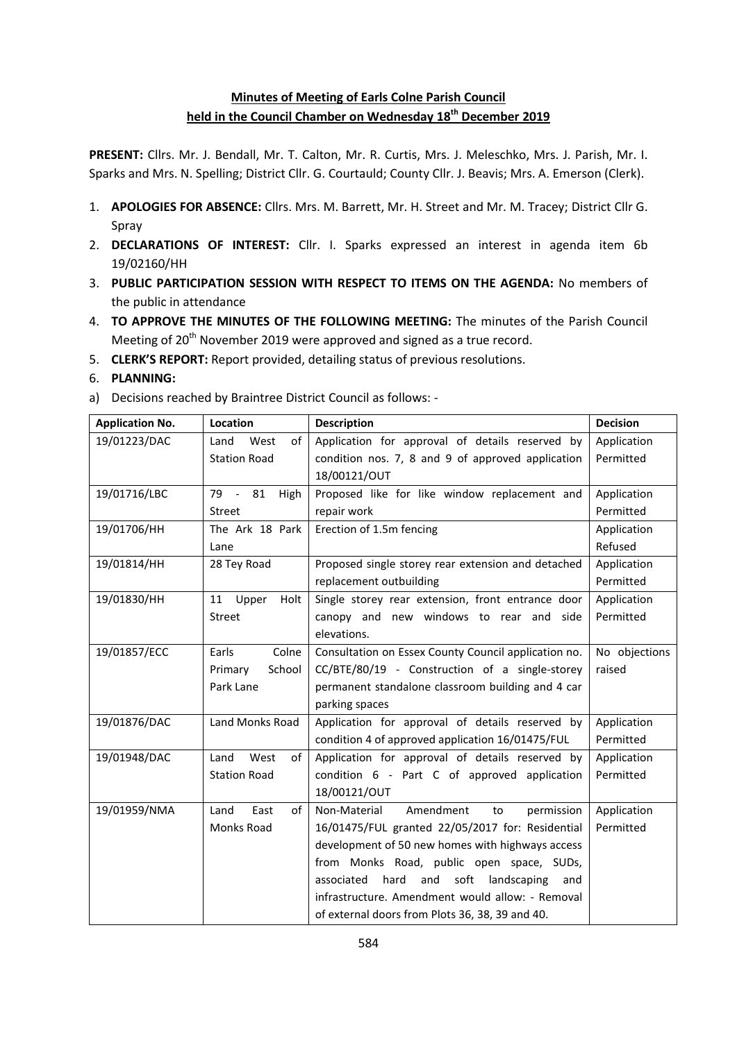**Minutes of Meeting of Earls Colne Parish Council**
**held in the Council Chamber on Wednesday 18th December 2019**

**PRESENT:** Cllrs. Mr. J. Bendall, Mr. T. Calton, Mr. R. Curtis, Mrs. J. Meleschko, Mrs. J. Parish, Mr. I. Sparks and Mrs. N. Spelling; District Cllr. G. Courtauld; County Cllr. J. Beavis; Mrs. A. Emerson (Clerk).

1. **APOLOGIES FOR ABSENCE:** Cllrs. Mrs. M. Barrett, Mr. H. Street and Mr. M. Tracey; District Cllr G. Spray
2. **DECLARATIONS OF INTEREST:** Cllr. I. Sparks expressed an interest in agenda item 6b 19/02160/HH
3. **PUBLIC PARTICIPATION SESSION WITH RESPECT TO ITEMS ON THE AGENDA:** No members of the public in attendance
4. **TO APPROVE THE MINUTES OF THE FOLLOWING MEETING:** The minutes of the Parish Council Meeting of 20th November 2019 were approved and signed as a true record.
5. **CLERK'S REPORT:** Report provided, detailing status of previous resolutions.
6. **PLANNING:**

a) Decisions reached by Braintree District Council as follows: -

| Application No. | Location | Description | Decision |
|---|---|---|---|
| 19/01223/DAC | Land West of Station Road | Application for approval of details reserved by condition nos. 7, 8 and 9 of approved application 18/00121/OUT | Application Permitted |
| 19/01716/LBC | 79 - 81 High Street | Proposed like for like window replacement and repair work | Application Permitted |
| 19/01706/HH | The Ark 18 Park Lane | Erection of 1.5m fencing | Application Refused |
| 19/01814/HH | 28 Tey Road | Proposed single storey rear extension and detached replacement outbuilding | Application Permitted |
| 19/01830/HH | 11 Upper Holt Street | Single storey rear extension, front entrance door canopy and new windows to rear and side elevations. | Application Permitted |
| 19/01857/ECC | Earls Colne Primary School Park Lane | Consultation on Essex County Council application no. CC/BTE/80/19 - Construction of a single-storey permanent standalone classroom building and 4 car parking spaces | No objections raised |
| 19/01876/DAC | Land Monks Road | Application for approval of details reserved by condition 4 of approved application 16/01475/FUL | Application Permitted |
| 19/01948/DAC | Land West of Station Road | Application for approval of details reserved by condition 6 - Part C of approved application 18/00121/OUT | Application Permitted |
| 19/01959/NMA | Land East of Monks Road | Non-Material Amendment to permission 16/01475/FUL granted 22/05/2017 for: Residential development of 50 new homes with highways access from Monks Road, public open space, SUDs, associated hard and soft landscaping and infrastructure. Amendment would allow: - Removal of external doors from Plots 36, 38, 39 and 40. | Application Permitted |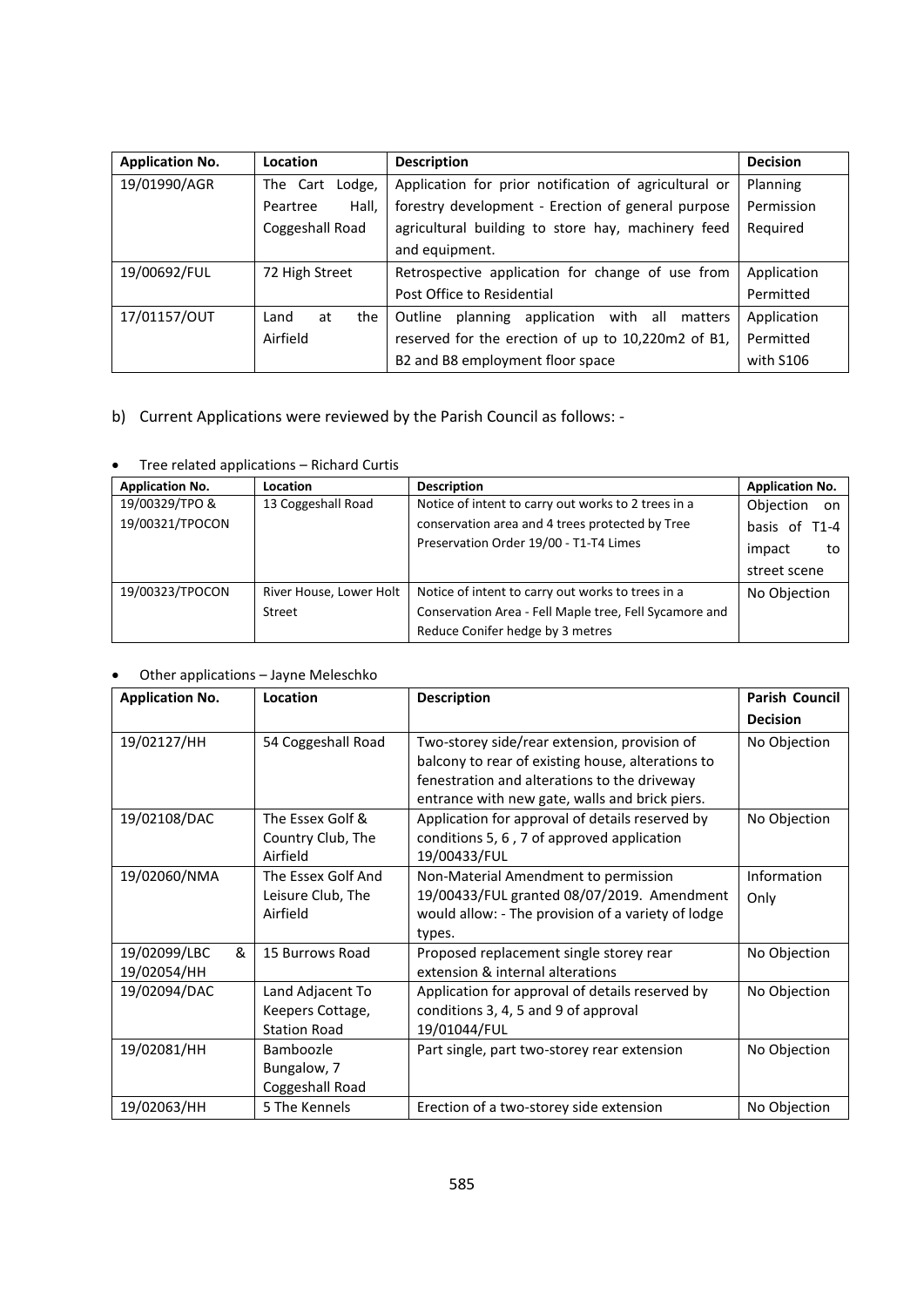| Application No. | Location | Description | Decision |
| --- | --- | --- | --- |
| 19/01990/AGR | The Cart Lodge, Peartree Hall, Coggeshall Road | Application for prior notification of agricultural or forestry development - Erection of general purpose agricultural building to store hay, machinery feed and equipment. | Planning Permission Required |
| 19/00692/FUL | 72 High Street | Retrospective application for change of use from Post Office to Residential | Application Permitted |
| 17/01157/OUT | Land at the Airfield | Outline planning application with all matters reserved for the erection of up to 10,220m2 of B1, B2 and B8 employment floor space | Application Permitted with S106 |

b) Current Applications were reviewed by the Parish Council as follows: -

- Tree related applications – Richard Curtis

| Application No. | Location | Description | Application No. |
| --- | --- | --- | --- |
| 19/00329/TPO & 19/00321/TPOCON | 13 Coggeshall Road | Notice of intent to carry out works to 2 trees in a conservation area and 4 trees protected by Tree Preservation Order 19/00 - T1-T4 Limes | Objection on basis of T1-4 impact to street scene |
| 19/00323/TPOCON | River House, Lower Holt Street | Notice of intent to carry out works to trees in a Conservation Area - Fell Maple tree, Fell Sycamore and Reduce Conifer hedge by 3 metres | No Objection |

- Other applications – Jayne Meleschko

| Application No. | Location | Description | Parish Council Decision |
| --- | --- | --- | --- |
| 19/02127/HH | 54 Coggeshall Road | Two-storey side/rear extension, provision of balcony to rear of existing house, alterations to fenestration and alterations to the driveway entrance with new gate, walls and brick piers. | No Objection |
| 19/02108/DAC | The Essex Golf & Country Club, The Airfield | Application for approval of details reserved by conditions 5, 6 , 7 of approved application 19/00433/FUL | No Objection |
| 19/02060/NMA | The Essex Golf And Leisure Club, The Airfield | Non-Material Amendment to permission 19/00433/FUL granted 08/07/2019. Amendment would allow: - The provision of a variety of lodge types. | Information Only |
| 19/02099/LBC & 19/02054/HH | 15 Burrows Road | Proposed replacement single storey rear extension & internal alterations | No Objection |
| 19/02094/DAC | Land Adjacent To Keepers Cottage, Station Road | Application for approval of details reserved by conditions 3, 4, 5 and 9 of approval 19/01044/FUL | No Objection |
| 19/02081/HH | Bamboozle Bungalow, 7 Coggeshall Road | Part single, part two-storey rear extension | No Objection |
| 19/02063/HH | 5 The Kennels | Erection of a two-storey side extension | No Objection |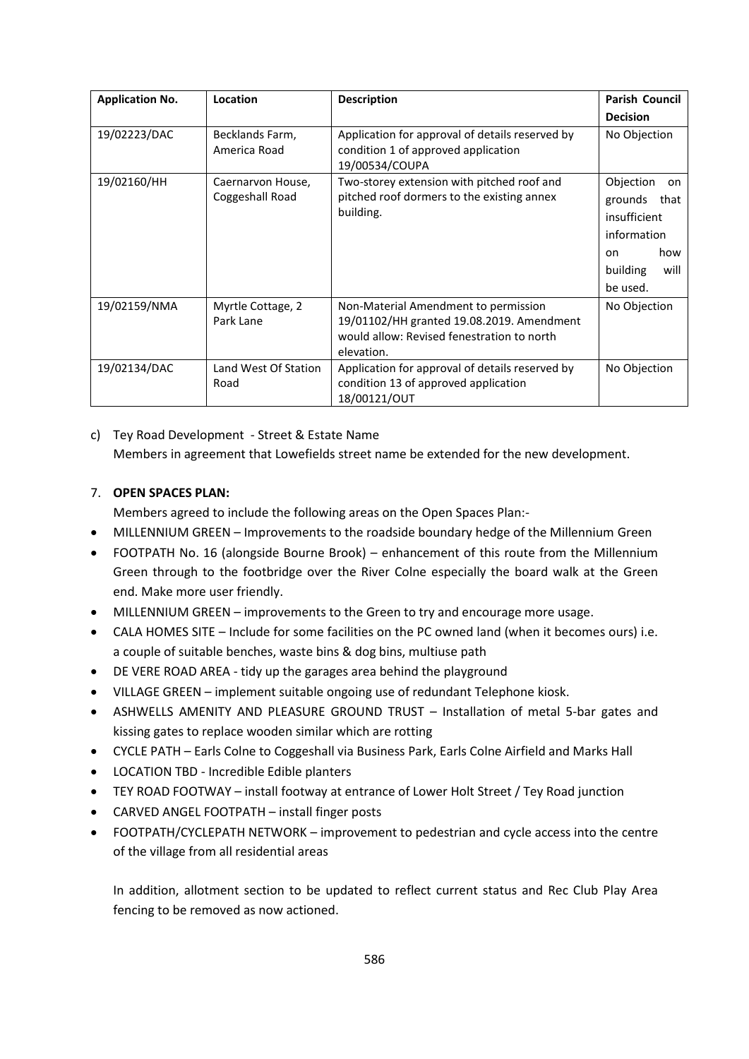| Application No. | Location | Description | Parish Council Decision |
|---|---|---|---|
| 19/02223/DAC | Becklands Farm, America Road | Application for approval of details reserved by condition 1 of approved application 19/00534/COUPA | No Objection |
| 19/02160/HH | Caernarvon House, Coggeshall Road | Two-storey extension with pitched roof and pitched roof dormers to the existing annex building. | Objection on grounds that insufficient information on how building will be used. |
| 19/02159/NMA | Myrtle Cottage, 2 Park Lane | Non-Material Amendment to permission 19/01102/HH granted 19.08.2019. Amendment would allow: Revised fenestration to north elevation. | No Objection |
| 19/02134/DAC | Land West Of Station Road | Application for approval of details reserved by condition 13 of approved application 18/00121/OUT | No Objection |

c) Tey Road Development - Street & Estate Name

Members in agreement that Lowefields street name be extended for the new development.

7. **OPEN SPACES PLAN:**

Members agreed to include the following areas on the Open Spaces Plan:-

- MILLENNIUM GREEN – Improvements to the roadside boundary hedge of the Millennium Green
- FOOTPATH No. 16 (alongside Bourne Brook) – enhancement of this route from the Millennium Green through to the footbridge over the River Colne especially the board walk at the Green end. Make more user friendly.
- MILLENNIUM GREEN – improvements to the Green to try and encourage more usage.
- CALA HOMES SITE – Include for some facilities on the PC owned land (when it becomes ours) i.e. a couple of suitable benches, waste bins & dog bins, multiuse path
- DE VERE ROAD AREA - tidy up the garages area behind the playground
- VILLAGE GREEN – implement suitable ongoing use of redundant Telephone kiosk.
- ASHWELLS AMENITY AND PLEASURE GROUND TRUST – Installation of metal 5-bar gates and kissing gates to replace wooden similar which are rotting
- CYCLE PATH – Earls Colne to Coggeshall via Business Park, Earls Colne Airfield and Marks Hall
- LOCATION TBD - Incredible Edible planters
- TEY ROAD FOOTWAY – install footway at entrance of Lower Holt Street / Tey Road junction
- CARVED ANGEL FOOTPATH – install finger posts
- FOOTPATH/CYCLEPATH NETWORK – improvement to pedestrian and cycle access into the centre of the village from all residential areas

In addition, allotment section to be updated to reflect current status and Rec Club Play Area fencing to be removed as now actioned.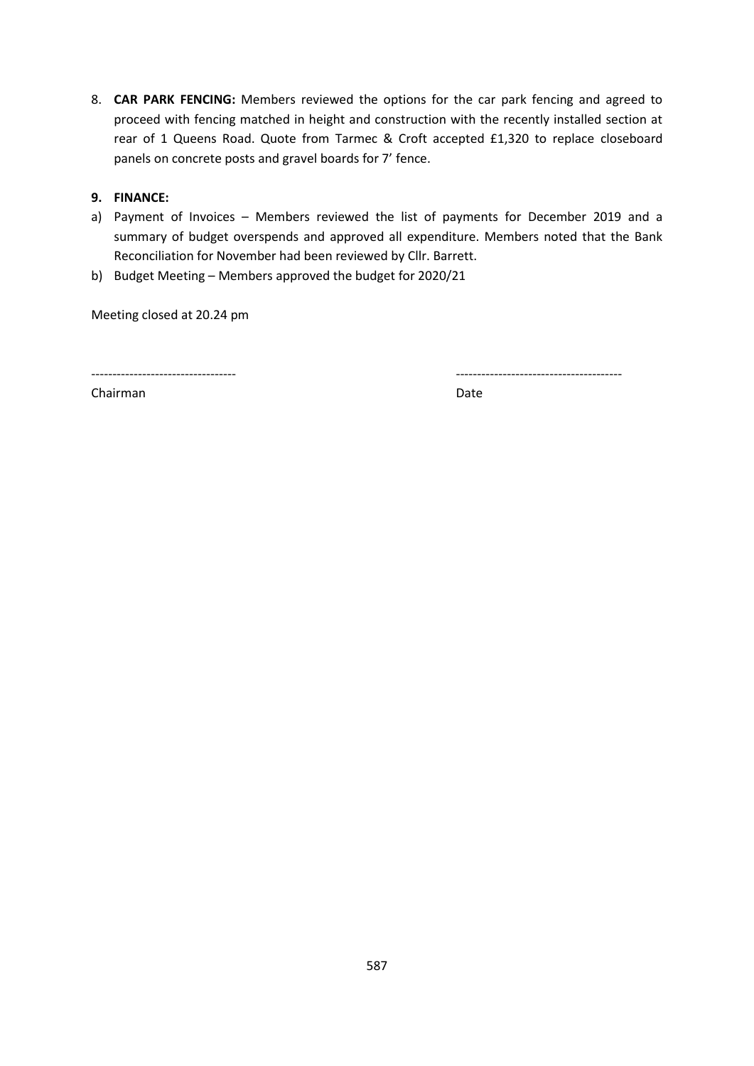8. **CAR PARK FENCING:** Members reviewed the options for the car park fencing and agreed to proceed with fencing matched in height and construction with the recently installed section at rear of 1 Queens Road. Quote from Tarmec & Croft accepted £1,320 to replace closeboard panels on concrete posts and gravel boards for 7' fence.

**9. FINANCE:**

a) Payment of Invoices – Members reviewed the list of payments for December 2019 and a summary of budget overspends and approved all expenditure. Members noted that the Bank Reconciliation for November had been reviewed by Cllr. Barrett.

b) Budget Meeting – Members approved the budget for 2020/21

Meeting closed at 20.24 pm

---------------------------------- ---------------------------------------

Chairman Date